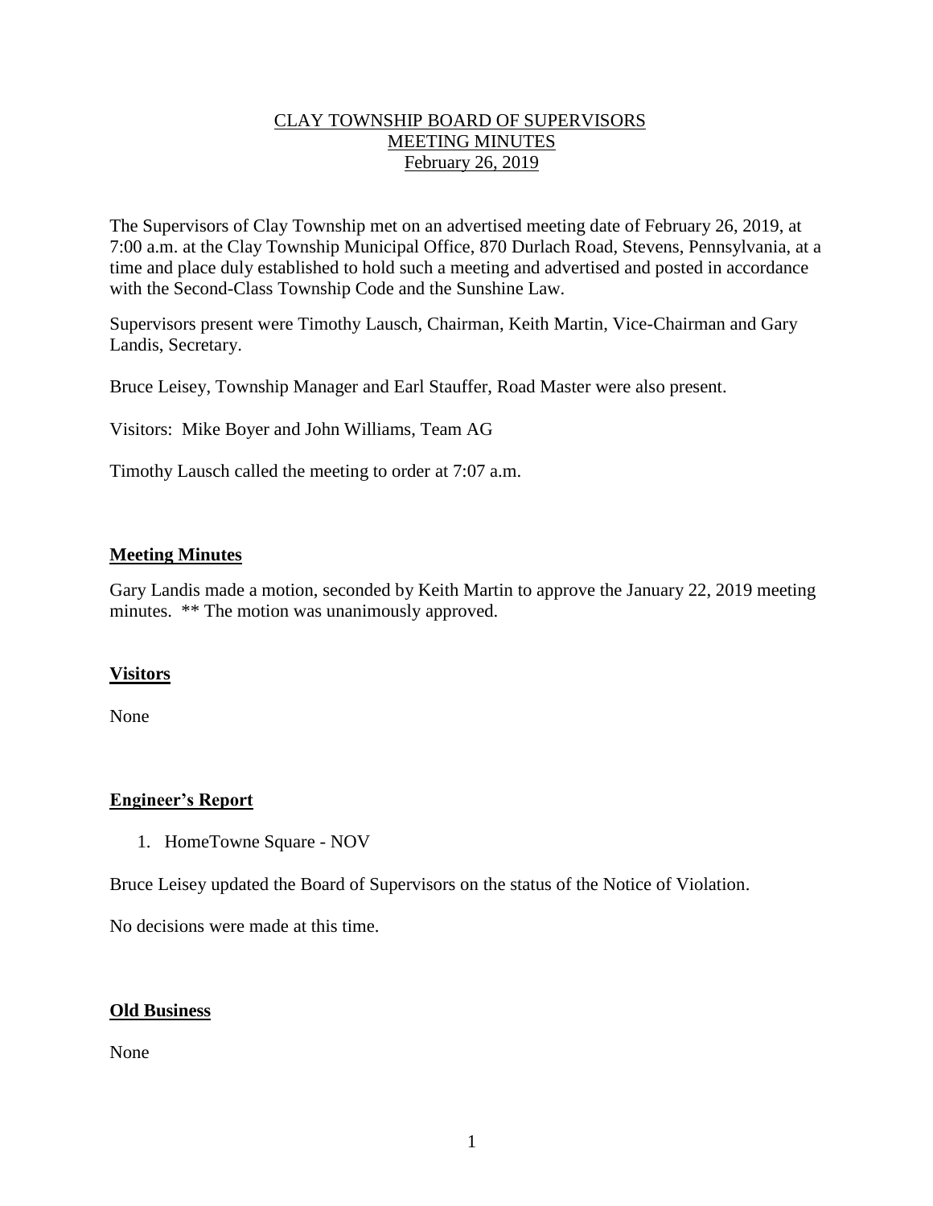# CLAY TOWNSHIP BOARD OF SUPERVISORS
## MEETING MINUTES
## February 26, 2019

The Supervisors of Clay Township met on an advertised meeting date of February 26, 2019, at 7:00 a.m. at the Clay Township Municipal Office, 870 Durlach Road, Stevens, Pennsylvania, at a time and place duly established to hold such a meeting and advertised and posted in accordance with the Second-Class Township Code and the Sunshine Law.

Supervisors present were Timothy Lausch, Chairman, Keith Martin, Vice-Chairman and Gary Landis, Secretary.

Bruce Leisey, Township Manager and Earl Stauffer, Road Master were also present.

Visitors: Mike Boyer and John Williams, Team AG

Timothy Lausch called the meeting to order at 7:07 a.m.

### Meeting Minutes

Gary Landis made a motion, seconded by Keith Martin to approve the January 22, 2019 meeting minutes. ** The motion was unanimously approved.

### Visitors

None

### Engineer's Report

1. HomeTowne Square - NOV

Bruce Leisey updated the Board of Supervisors on the status of the Notice of Violation.

No decisions were made at this time.

### Old Business

None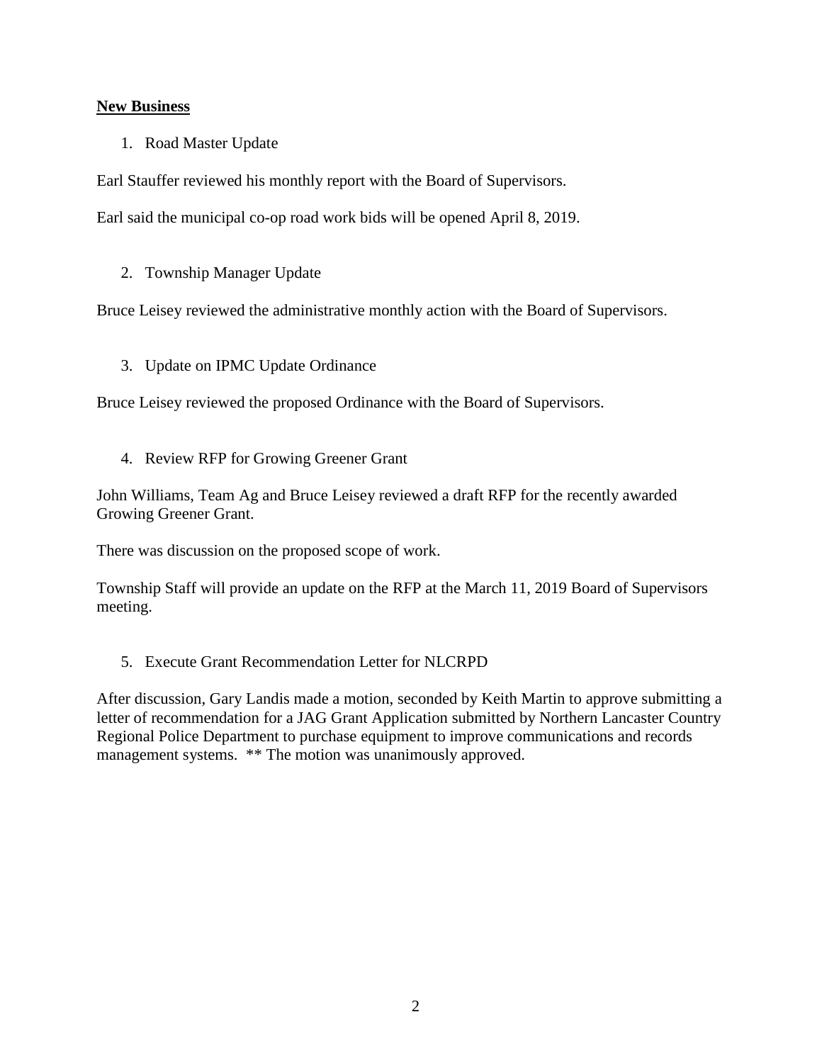## New Business

1. Road Master Update

Earl Stauffer reviewed his monthly report with the Board of Supervisors.

Earl said the municipal co-op road work bids will be opened April 8, 2019.

2. Township Manager Update

Bruce Leisey reviewed the administrative monthly action with the Board of Supervisors.

3. Update on IPMC Update Ordinance

Bruce Leisey reviewed the proposed Ordinance with the Board of Supervisors.

4. Review RFP for Growing Greener Grant

John Williams, Team Ag and Bruce Leisey reviewed a draft RFP for the recently awarded Growing Greener Grant.

There was discussion on the proposed scope of work.

Township Staff will provide an update on the RFP at the March 11, 2019 Board of Supervisors meeting.

5. Execute Grant Recommendation Letter for NLCRPD

After discussion, Gary Landis made a motion, seconded by Keith Martin to approve submitting a letter of recommendation for a JAG Grant Application submitted by Northern Lancaster Country Regional Police Department to purchase equipment to improve communications and records management systems. ** The motion was unanimously approved.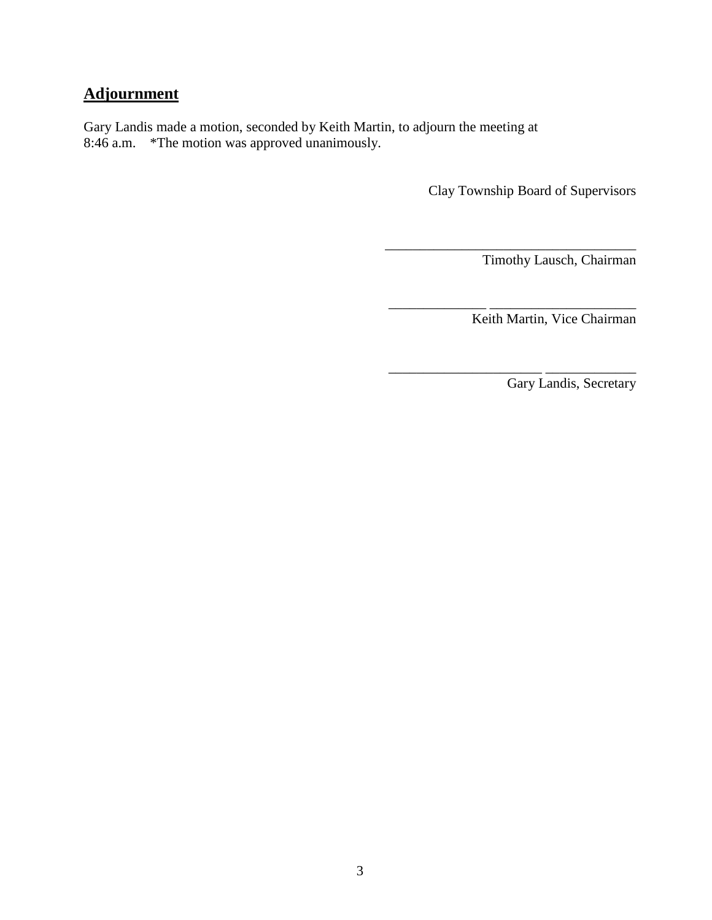## **Adjournment**

Gary Landis made a motion, seconded by Keith Martin, to adjourn the meeting at 8:46 a.m. *The motion was approved unanimously.

Clay Township Board of Supervisors

_____________________________________
Timothy Lausch, Chairman

______________ ____________________
Keith Martin, Vice Chairman

______________________ _____________
Gary Landis, Secretary